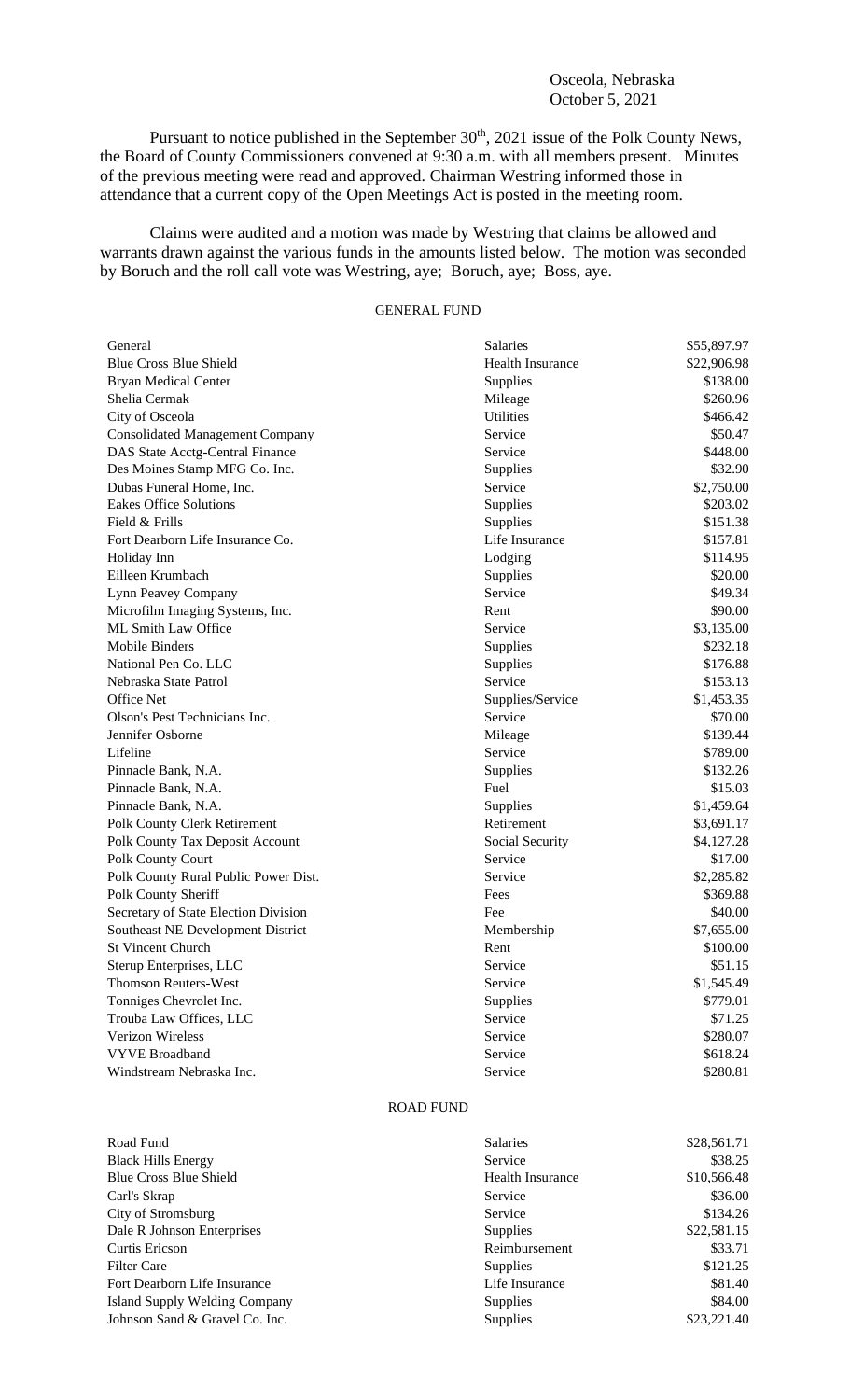Osceola, Nebraska
October 5, 2021

Pursuant to notice published in the September 30th, 2021 issue of the Polk County News, the Board of County Commissioners convened at 9:30 a.m. with all members present. Minutes of the previous meeting were read and approved. Chairman Westring informed those in attendance that a current copy of the Open Meetings Act is posted in the meeting room.

Claims were audited and a motion was made by Westring that claims be allowed and warrants drawn against the various funds in the amounts listed below. The motion was seconded by Boruch and the roll call vote was Westring, aye; Boruch, aye; Boss, aye.

GENERAL FUND

| | | |
|---|---|---|
| General | Salaries | $55,897.97 |
| Blue Cross Blue Shield | Health Insurance | $22,906.98 |
| Bryan Medical Center | Supplies | $138.00 |
| Shelia Cermak | Mileage | $260.96 |
| City of Osceola | Utilities | $466.42 |
| Consolidated Management Company | Service | $50.47 |
| DAS State Acctg-Central Finance | Service | $448.00 |
| Des Moines Stamp MFG Co. Inc. | Supplies | $32.90 |
| Dubas Funeral Home, Inc. | Service | $2,750.00 |
| Eakes Office Solutions | Supplies | $203.02 |
| Field & Frills | Supplies | $151.38 |
| Fort Dearborn Life Insurance Co. | Life Insurance | $157.81 |
| Holiday Inn | Lodging | $114.95 |
| Eilleen Krumbach | Supplies | $20.00 |
| Lynn Peavey Company | Service | $49.34 |
| Microfilm Imaging Systems, Inc. | Rent | $90.00 |
| ML Smith Law Office | Service | $3,135.00 |
| Mobile Binders | Supplies | $232.18 |
| National Pen Co. LLC | Supplies | $176.88 |
| Nebraska State Patrol | Service | $153.13 |
| Office Net | Supplies/Service | $1,453.35 |
| Olson's Pest Technicians Inc. | Service | $70.00 |
| Jennifer Osborne | Mileage | $139.44 |
| Lifeline | Service | $789.00 |
| Pinnacle Bank, N.A. | Supplies | $132.26 |
| Pinnacle Bank, N.A. | Fuel | $15.03 |
| Pinnacle Bank, N.A. | Supplies | $1,459.64 |
| Polk County Clerk Retirement | Retirement | $3,691.17 |
| Polk County Tax Deposit Account | Social Security | $4,127.28 |
| Polk County Court | Service | $17.00 |
| Polk County Rural Public Power Dist. | Service | $2,285.82 |
| Polk County Sheriff | Fees | $369.88 |
| Secretary of State Election Division | Fee | $40.00 |
| Southeast NE Development District | Membership | $7,655.00 |
| St Vincent Church | Rent | $100.00 |
| Sterup Enterprises, LLC | Service | $51.15 |
| Thomson Reuters-West | Service | $1,545.49 |
| Tonniges Chevrolet Inc. | Supplies | $779.01 |
| Trouba Law Offices, LLC | Service | $71.25 |
| Verizon Wireless | Service | $280.07 |
| VYVE Broadband | Service | $618.24 |
| Windstream Nebraska Inc. | Service | $280.81 |

ROAD FUND

| | | |
|---|---|---|
| Road Fund | Salaries | $28,561.71 |
| Black Hills Energy | Service | $38.25 |
| Blue Cross Blue Shield | Health Insurance | $10,566.48 |
| Carl's Skrap | Service | $36.00 |
| City of Stromsburg | Service | $134.26 |
| Dale R Johnson Enterprises | Supplies | $22,581.15 |
| Curtis Ericson | Reimbursement | $33.71 |
| Filter Care | Supplies | $121.25 |
| Fort Dearborn Life Insurance | Life Insurance | $81.40 |
| Island Supply Welding Company | Supplies | $84.00 |
| Johnson Sand & Gravel Co. Inc. | Supplies | $23,221.40 |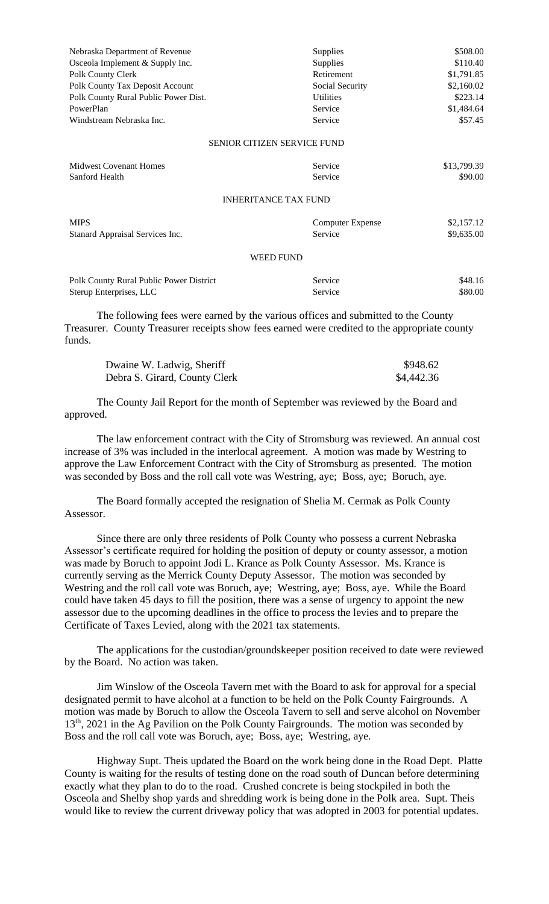| | | |
|---|---|---|
| Nebraska Department of Revenue | Supplies | $508.00 |
| Osceola Implement & Supply Inc. | Supplies | $110.40 |
| Polk County Clerk | Retirement | $1,791.85 |
| Polk County Tax Deposit Account | Social Security | $2,160.02 |
| Polk County Rural Public Power Dist. | Utilities | $223.14 |
| PowerPlan | Service | $1,484.64 |
| Windstream Nebraska Inc. | Service | $57.45 |

SENIOR CITIZEN SERVICE FUND

| | | |
|---|---|---|
| Midwest Covenant Homes | Service | $13,799.39 |
| Sanford Health | Service | $90.00 |

INHERITANCE TAX FUND

| | | |
|---|---|---|
| MIPS | Computer Expense | $2,157.12 |
| Stanard Appraisal Services Inc. | Service | $9,635.00 |

WEED FUND

| | | |
|---|---|---|
| Polk County Rural Public Power District | Service | $48.16 |
| Sterup Enterprises, LLC | Service | $80.00 |

The following fees were earned by the various offices and submitted to the County Treasurer. County Treasurer receipts show fees earned were credited to the appropriate county funds.

| | |
|---|---|
| Dwaine W. Ladwig, Sheriff | $948.62 |
| Debra S. Girard, County Clerk | $4,442.36 |

The County Jail Report for the month of September was reviewed by the Board and approved.

The law enforcement contract with the City of Stromsburg was reviewed. An annual cost increase of 3% was included in the interlocal agreement. A motion was made by Westring to approve the Law Enforcement Contract with the City of Stromsburg as presented. The motion was seconded by Boss and the roll call vote was Westring, aye; Boss, aye; Boruch, aye.

The Board formally accepted the resignation of Shelia M. Cermak as Polk County Assessor.

Since there are only three residents of Polk County who possess a current Nebraska Assessor's certificate required for holding the position of deputy or county assessor, a motion was made by Boruch to appoint Jodi L. Krance as Polk County Assessor. Ms. Krance is currently serving as the Merrick County Deputy Assessor. The motion was seconded by Westring and the roll call vote was Boruch, aye; Westring, aye; Boss, aye. While the Board could have taken 45 days to fill the position, there was a sense of urgency to appoint the new assessor due to the upcoming deadlines in the office to process the levies and to prepare the Certificate of Taxes Levied, along with the 2021 tax statements.

The applications for the custodian/groundskeeper position received to date were reviewed by the Board. No action was taken.

Jim Winslow of the Osceola Tavern met with the Board to ask for approval for a special designated permit to have alcohol at a function to be held on the Polk County Fairgrounds. A motion was made by Boruch to allow the Osceola Tavern to sell and serve alcohol on November 13th, 2021 in the Ag Pavilion on the Polk County Fairgrounds. The motion was seconded by Boss and the roll call vote was Boruch, aye; Boss, aye; Westring, aye.

Highway Supt. Theis updated the Board on the work being done in the Road Dept. Platte County is waiting for the results of testing done on the road south of Duncan before determining exactly what they plan to do to the road. Crushed concrete is being stockpiled in both the Osceola and Shelby shop yards and shredding work is being done in the Polk area. Supt. Theis would like to review the current driveway policy that was adopted in 2003 for potential updates.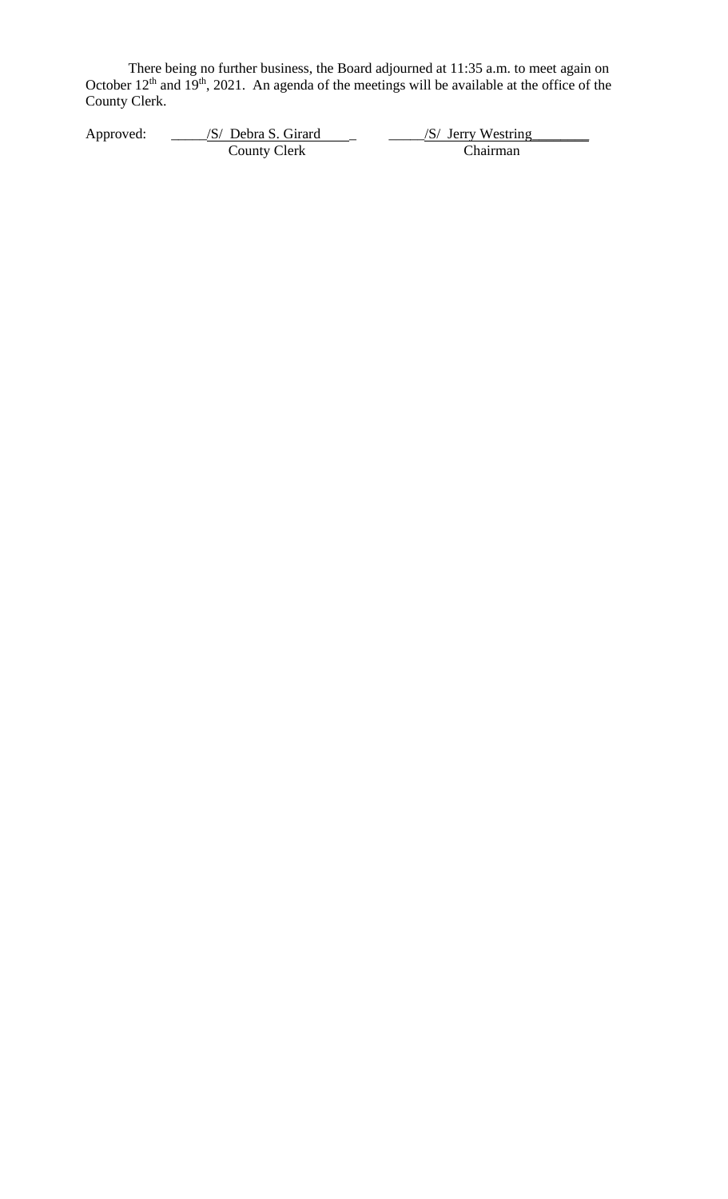There being no further business, the Board adjourned at 11:35 a.m. to meet again on October 12th and 19th, 2021. An agenda of the meetings will be available at the office of the County Clerk.

| | | |
|---|---|---|
| Approved: | /S/ Debra S. Girard | /S/ Jerry Westring |
| | County Clerk | Chairman |